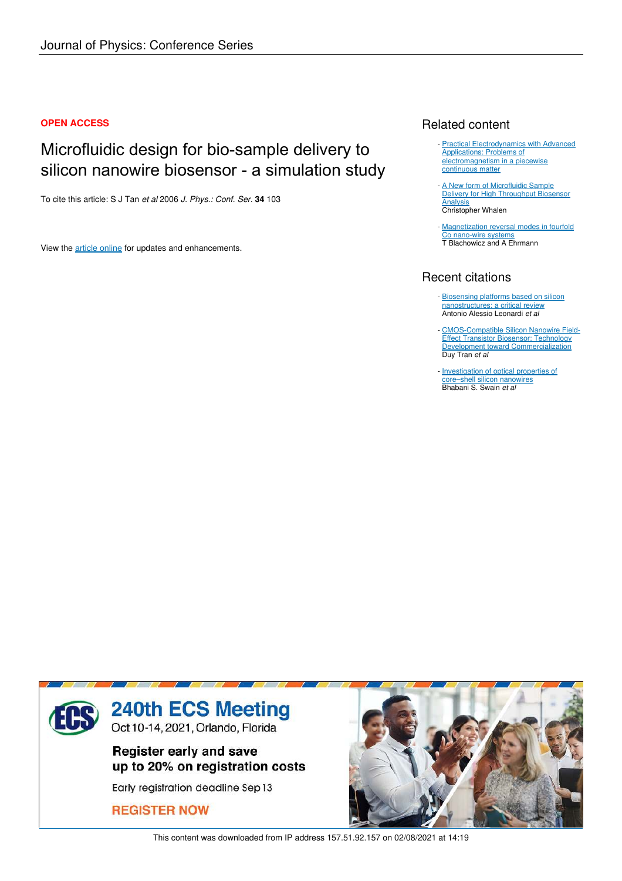Journal of Physics: Conference Series

**OPEN ACCESS**

# Microfluidic design for bio-sample delivery to silicon nanowire biosensor - a simulation study

To cite this article: S J Tan *et al* 2006 *J. Phys.: Conf. Ser.* **34** 103

View the article online for updates and enhancements.

## Related content

- Practical Electrodynamics with Advanced Applications: Problems of electromagnetism in a piecewise continuous matter
- A New form of Microfluidic Sample Delivery for High Throughput Biosensor Analysis
  Christopher Whalen
- Magnetization reversal modes in fourfold Co nano-wire systems
  T Blachowicz and A Ehrmann

## Recent citations

- Biosensing platforms based on silicon nanostructures: a critical review
  Antonio Alessio Leonardi *et al*
- CMOS-Compatible Silicon Nanowire Field-Effect Transistor Biosensor: Technology Development toward Commercialization
  Duy Tran *et al*
- Investigation of optical properties of core–shell silicon nanowires
  Bhabani S. Swain *et al*

**240th ECS Meeting**
Oct 10-14, 2021, Orlando, Florida

**Register early and save up to 20% on registration costs**

Early registration deadline Sep 13

**REGISTER NOW**

This content was downloaded from IP address 157.51.92.157 on 02/08/2021 at 14:19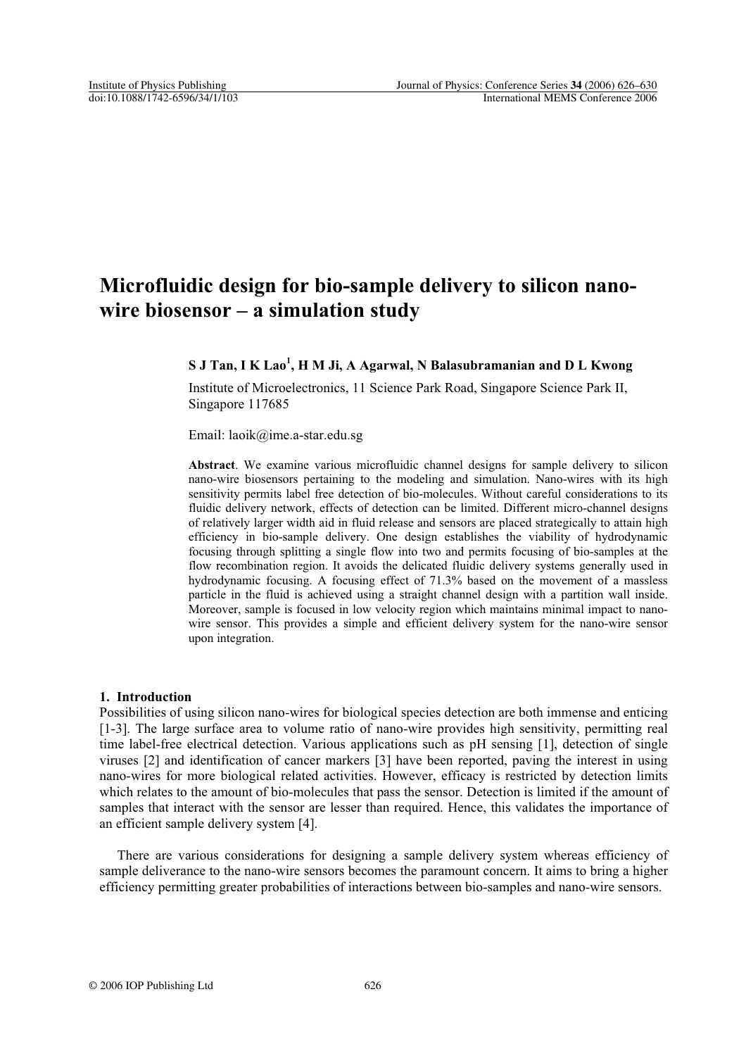# Microfluidic design for bio-sample delivery to silicon nano-wire biosensor – a simulation study

**S J Tan, I K Lao[1], H M Ji, A Agarwal, N Balasubramanian and D L Kwong**

Institute of Microelectronics, 11 Science Park Road, Singapore Science Park II, Singapore 117685

Email: laoik@ime.a-star.edu.sg

**Abstract**. We examine various microfluidic channel designs for sample delivery to silicon nano-wire biosensors pertaining to the modeling and simulation. Nano-wires with its high sensitivity permits label free detection of bio-molecules. Without careful considerations to its fluidic delivery network, effects of detection can be limited. Different micro-channel designs of relatively larger width aid in fluid release and sensors are placed strategically to attain high efficiency in bio-sample delivery. One design establishes the viability of hydrodynamic focusing through splitting a single flow into two and permits focusing of bio-samples at the flow recombination region. It avoids the delicated fluidic delivery systems generally used in hydrodynamic focusing. A focusing effect of 71.3% based on the movement of a massless particle in the fluid is achieved using a straight channel design with a partition wall inside. Moreover, sample is focused in low velocity region which maintains minimal impact to nano-wire sensor. This provides a simple and efficient delivery system for the nano-wire sensor upon integration.

## 1. Introduction

Possibilities of using silicon nano-wires for biological species detection are both immense and enticing [1-3]. The large surface area to volume ratio of nano-wire provides high sensitivity, permitting real time label-free electrical detection. Various applications such as pH sensing [1], detection of single viruses [2] and identification of cancer markers [3] have been reported, paving the interest in using nano-wires for more biological related activities. However, efficacy is restricted by detection limits which relates to the amount of bio-molecules that pass the sensor. Detection is limited if the amount of samples that interact with the sensor are lesser than required. Hence, this validates the importance of an efficient sample delivery system [4].

There are various considerations for designing a sample delivery system whereas efficiency of sample deliverance to the nano-wire sensors becomes the paramount concern. It aims to bring a higher efficiency permitting greater probabilities of interactions between bio-samples and nano-wire sensors.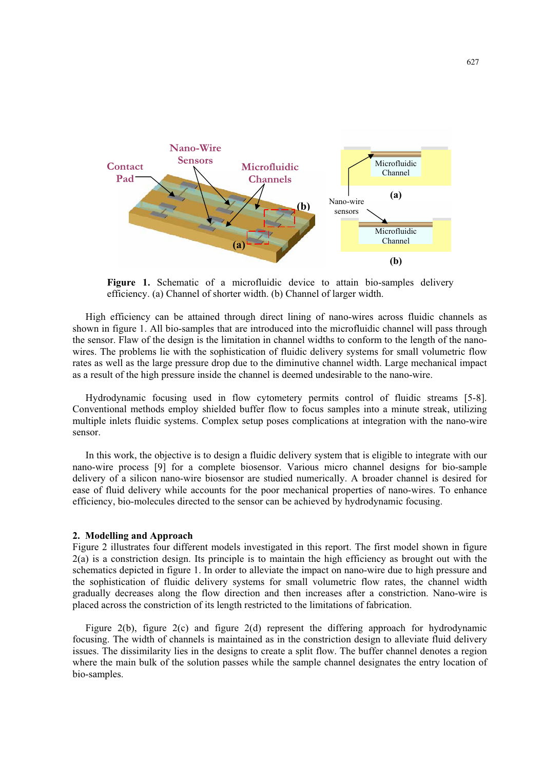**Figure 1.** Schematic of a microfluidic device to attain bio-samples delivery efficiency. (a) Channel of shorter width. (b) Channel of larger width.

High efficiency can be attained through direct lining of nano-wires across fluidic channels as shown in figure 1. All bio-samples that are introduced into the microfluidic channel will pass through the sensor. Flaw of the design is the limitation in channel widths to conform to the length of the nano-wires. The problems lie with the sophistication of fluidic delivery systems for small volumetric flow rates as well as the large pressure drop due to the diminutive channel width. Large mechanical impact as a result of the high pressure inside the channel is deemed undesirable to the nano-wire.

Hydrodynamic focusing used in flow cytometery permits control of fluidic streams [5-8]. Conventional methods employ shielded buffer flow to focus samples into a minute streak, utilizing multiple inlets fluidic systems. Complex setup poses complications at integration with the nano-wire sensor.

In this work, the objective is to design a fluidic delivery system that is eligible to integrate with our nano-wire process [9] for a complete biosensor. Various micro channel designs for bio-sample delivery of a silicon nano-wire biosensor are studied numerically. A broader channel is desired for ease of fluid delivery while accounts for the poor mechanical properties of nano-wires. To enhance efficiency, bio-molecules directed to the sensor can be achieved by hydrodynamic focusing.

## 2. Modelling and Approach

Figure 2 illustrates four different models investigated in this report. The first model shown in figure 2(a) is a constriction design. Its principle is to maintain the high efficiency as brought out with the schematics depicted in figure 1. In order to alleviate the impact on nano-wire due to high pressure and the sophistication of fluidic delivery systems for small volumetric flow rates, the channel width gradually decreases along the flow direction and then increases after a constriction. Nano-wire is placed across the constriction of its length restricted to the limitations of fabrication.

Figure 2(b), figure 2(c) and figure 2(d) represent the differing approach for hydrodynamic focusing. The width of channels is maintained as in the constriction design to alleviate fluid delivery issues. The dissimilarity lies in the designs to create a split flow. The buffer channel denotes a region where the main bulk of the solution passes while the sample channel designates the entry location of bio-samples.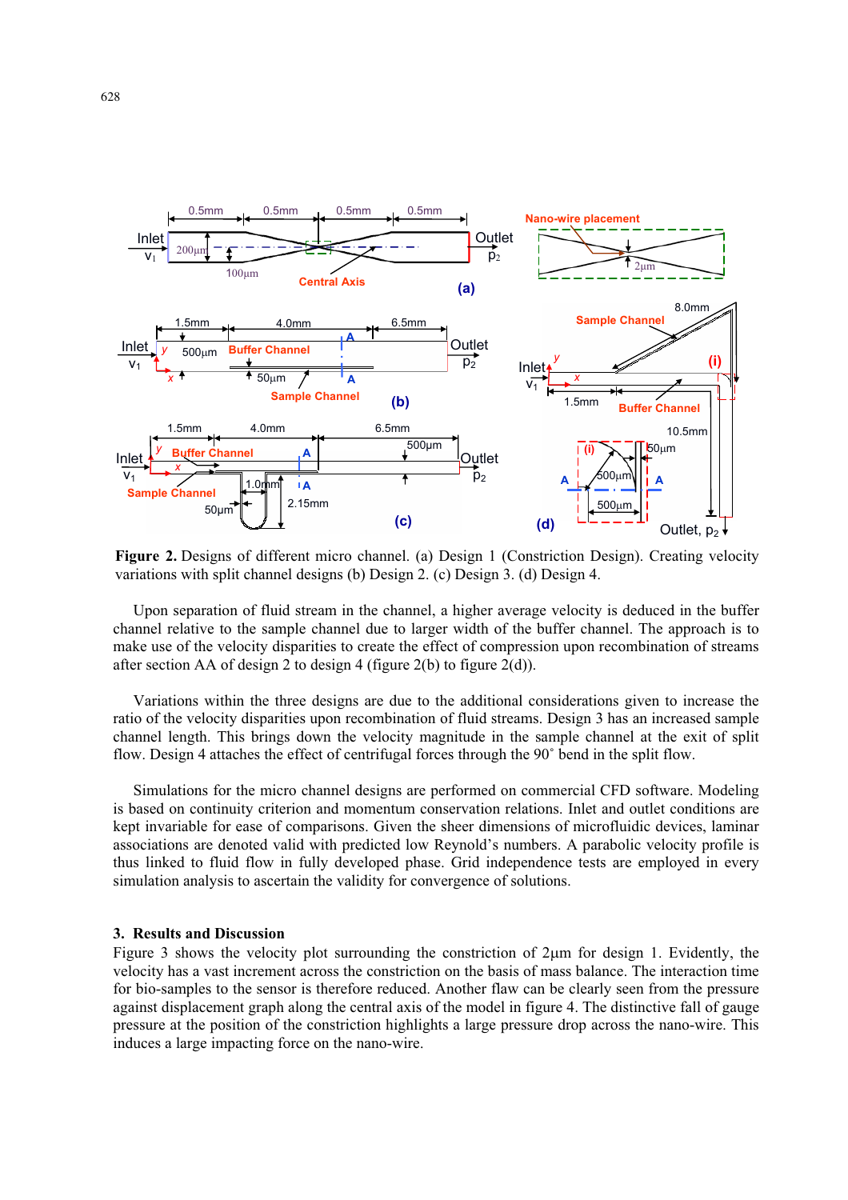**Figure 2.** Designs of different micro channel. (a) Design 1 (Constriction Design). Creating velocity variations with split channel designs (b) Design 2. (c) Design 3. (d) Design 4.

Upon separation of fluid stream in the channel, a higher average velocity is deduced in the buffer channel relative to the sample channel due to larger width of the buffer channel. The approach is to make use of the velocity disparities to create the effect of compression upon recombination of streams after section AA of design 2 to design 4 (figure 2(b) to figure 2(d)).

Variations within the three designs are due to the additional considerations given to increase the ratio of the velocity disparities upon recombination of fluid streams. Design 3 has an increased sample channel length. This brings down the velocity magnitude in the sample channel at the exit of split flow. Design 4 attaches the effect of centrifugal forces through the 90˚ bend in the split flow.

Simulations for the micro channel designs are performed on commercial CFD software. Modeling is based on continuity criterion and momentum conservation relations. Inlet and outlet conditions are kept invariable for ease of comparisons. Given the sheer dimensions of microfluidic devices, laminar associations are denoted valid with predicted low Reynold's numbers. A parabolic velocity profile is thus linked to fluid flow in fully developed phase. Grid independence tests are employed in every simulation analysis to ascertain the validity for convergence of solutions.

## 3. Results and Discussion

Figure 3 shows the velocity plot surrounding the constriction of 2µm for design 1. Evidently, the velocity has a vast increment across the constriction on the basis of mass balance. The interaction time for bio-samples to the sensor is therefore reduced. Another flaw can be clearly seen from the pressure against displacement graph along the central axis of the model in figure 4. The distinctive fall of gauge pressure at the position of the constriction highlights a large pressure drop across the nano-wire. This induces a large impacting force on the nano-wire.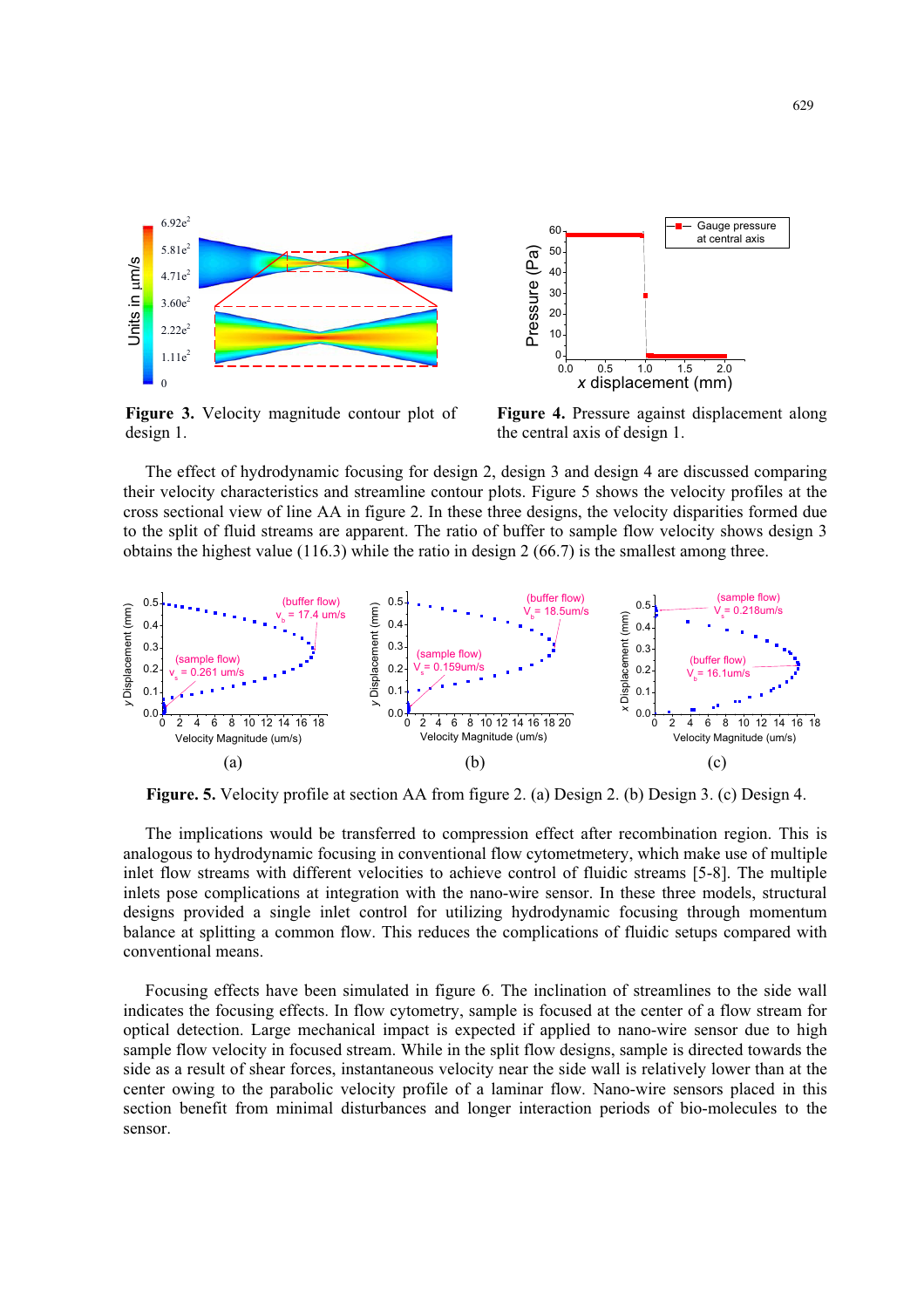**Figure 3.** Velocity magnitude contour plot of design 1.

**Figure 4.** Pressure against displacement along the central axis of design 1.

The effect of hydrodynamic focusing for design 2, design 3 and design 4 are discussed comparing their velocity characteristics and streamline contour plots. Figure 5 shows the velocity profiles at the cross sectional view of line AA in figure 2. In these three designs, the velocity disparities formed due to the split of fluid streams are apparent. The ratio of buffer to sample flow velocity shows design 3 obtains the highest value (116.3) while the ratio in design 2 (66.7) is the smallest among three.

**Figure. 5.** Velocity profile at section AA from figure 2. (a) Design 2. (b) Design 3. (c) Design 4.

The implications would be transferred to compression effect after recombination region. This is analogous to hydrodynamic focusing in conventional flow cytometmetery, which make use of multiple inlet flow streams with different velocities to achieve control of fluidic streams [5-8]. The multiple inlets pose complications at integration with the nano-wire sensor. In these three models, structural designs provided a single inlet control for utilizing hydrodynamic focusing through momentum balance at splitting a common flow. This reduces the complications of fluidic setups compared with conventional means.

Focusing effects have been simulated in figure 6. The inclination of streamlines to the side wall indicates the focusing effects. In flow cytometry, sample is focused at the center of a flow stream for optical detection. Large mechanical impact is expected to nano-wire sensor due to high sample flow velocity in focused stream. While in the split flow designs, sample is directed towards the side as a result of shear forces, instantaneous velocity near the side wall is relatively lower than at the center owing to the parabolic velocity profile of a laminar flow. Nano-wire sensors placed in this section benefit from minimal disturbances and longer interaction periods of bio-molecules to the sensor.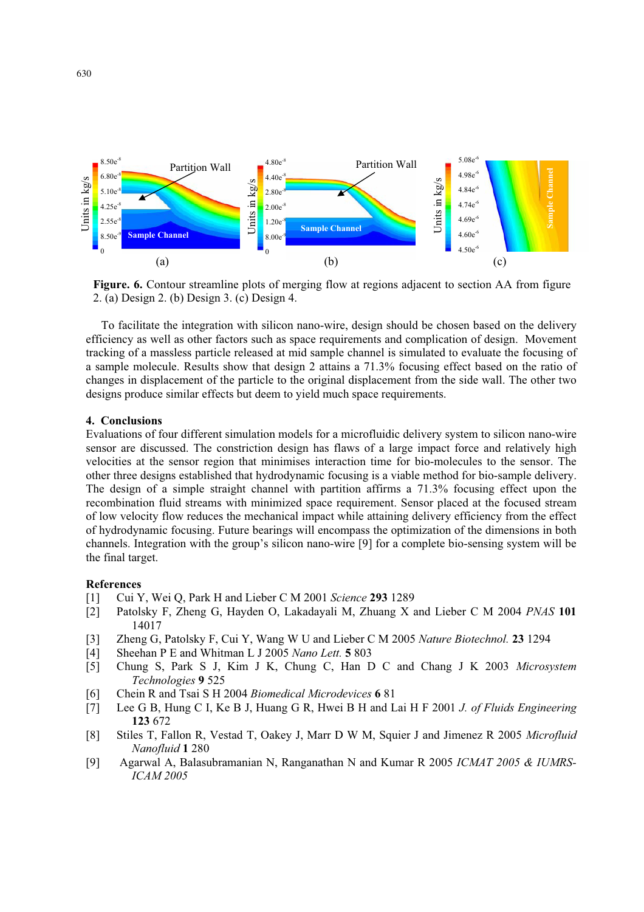Units in kg/s

8.50e-8
6.80e-8
5.10e-8
4.25e-8
2.55e-8
8.50e-9
0

Partition Wall

Sample Channel

(a)

Units in kg/s

4.80e-8
4.40e-8
2.80e-8
2.00e-8
1.20e-8
8.00e-9
0

Partition Wall

Sample Channel

(b)

Units in kg/s

5.08e-6
4.98e-6
4.84e-6
4.74e-6
4.69e-6
4.60e-6
4.50e-6

Sample Channel

(c)

**Figure. 6.** Contour streamline plots of merging flow at regions adjacent to section AA from figure 2. (a) Design 2. (b) Design 3. (c) Design 4.

To facilitate the integration with silicon nano-wire, design should be chosen based on the delivery efficiency as well as other factors such as space requirements and complication of design. Movement tracking of a massless particle released at mid sample channel is simulated to evaluate the focusing of a sample molecule. Results show that design 2 attains a 71.3% focusing effect based on the ratio of changes in displacement of the particle to the original displacement from the side wall. The other two designs produce similar effects but deem to yield much space requirements.

## 4. Conclusions

Evaluations of four different simulation models for a microfluidic delivery system to silicon nano-wire sensor are discussed. The constriction design has flaws of a large impact force and relatively high velocities at the sensor region that minimises interaction time for bio-molecules to the sensor. The other three designs established that hydrodynamic focusing is a viable method for bio-sample delivery. The design of a simple straight channel with partition affirms a 71.3% focusing effect upon the recombination fluid streams with minimized space requirement. Sensor placed at the focused stream of low velocity flow reduces the mechanical impact while attaining delivery efficiency from the effect of hydrodynamic focusing. Future bearings will encompass the optimization of the dimensions in both channels. Integration with the group's silicon nano-wire [9] for a complete bio-sensing system will be the final target.

## References

[1] Cui Y, Wei Q, Park H and Lieber C M 2001 *Science* **293** 1289

[2] Patolsky F, Zheng G, Hayden O, Lakadayali M, Zhuang X and Lieber C M 2004 *PNAS* **101** 14017

[3] Zheng G, Patolsky F, Cui Y, Wang W U and Lieber C M 2005 *Nature Biotechnol.* **23** 1294

[4] Sheehan P E and Whitman L J 2005 *Nano Lett.* **5** 803

[5] Chung S, Park S J, Kim J K, Chung C, Han D C and Chang J K 2003 *Microsystem Technologies* **9** 525

[6] Chein R and Tsai S H 2004 *Biomedical Microdevices* **6** 81

[7] Lee G B, Hung C I, Ke B J, Huang G R, Hwei B H and Lai H F 2001 *J. of Fluids Engineering* **123** 672

[8] Stiles T, Fallon R, Vestad T, Oakey J, Marr D W M, Squier J and Jimenez R 2005 *Microfluid Nanofluid* **1** 280

[9] Agarwal A, Balasubramanian N, Ranganathan N and Kumar R 2005 *ICMAT 2005 & IUMRS-ICAM 2005*